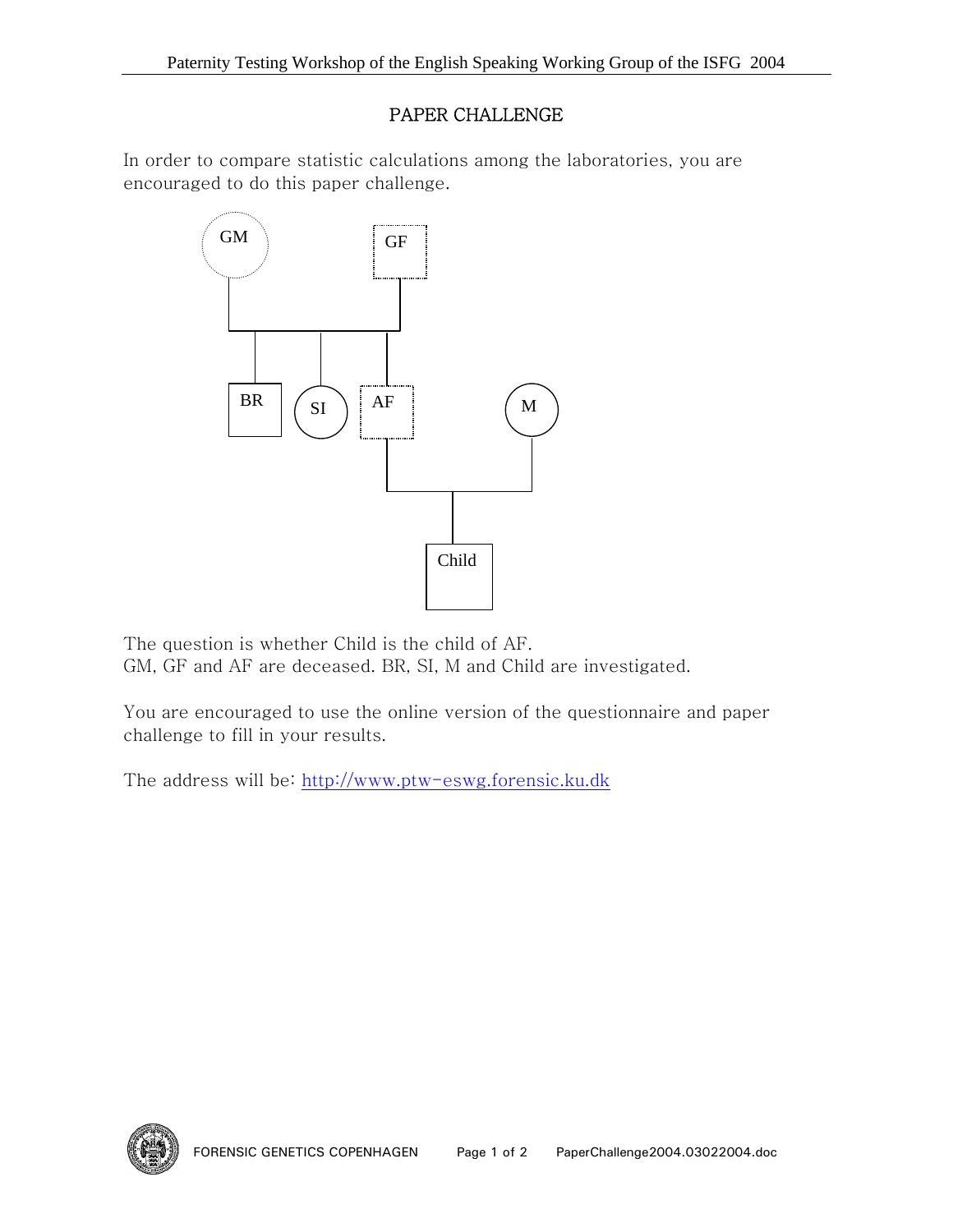## PAPER CHALLENGE

In order to compare statistic calculations among the laboratories, you are encouraged to do this paper challenge.

GM

GF

BR

SI

AF

M

Child

The question is whether Child is the child of AF.
GM, GF and AF are deceased. BR, SI, M and Child are investigated.

You are encouraged to use the online version of the questionnaire and paper challenge to fill in your results.

The address will be: [http://www.ptw-eswg.forensic.ku.dk](http://www.ptw-eswg.forensic.ku.dk)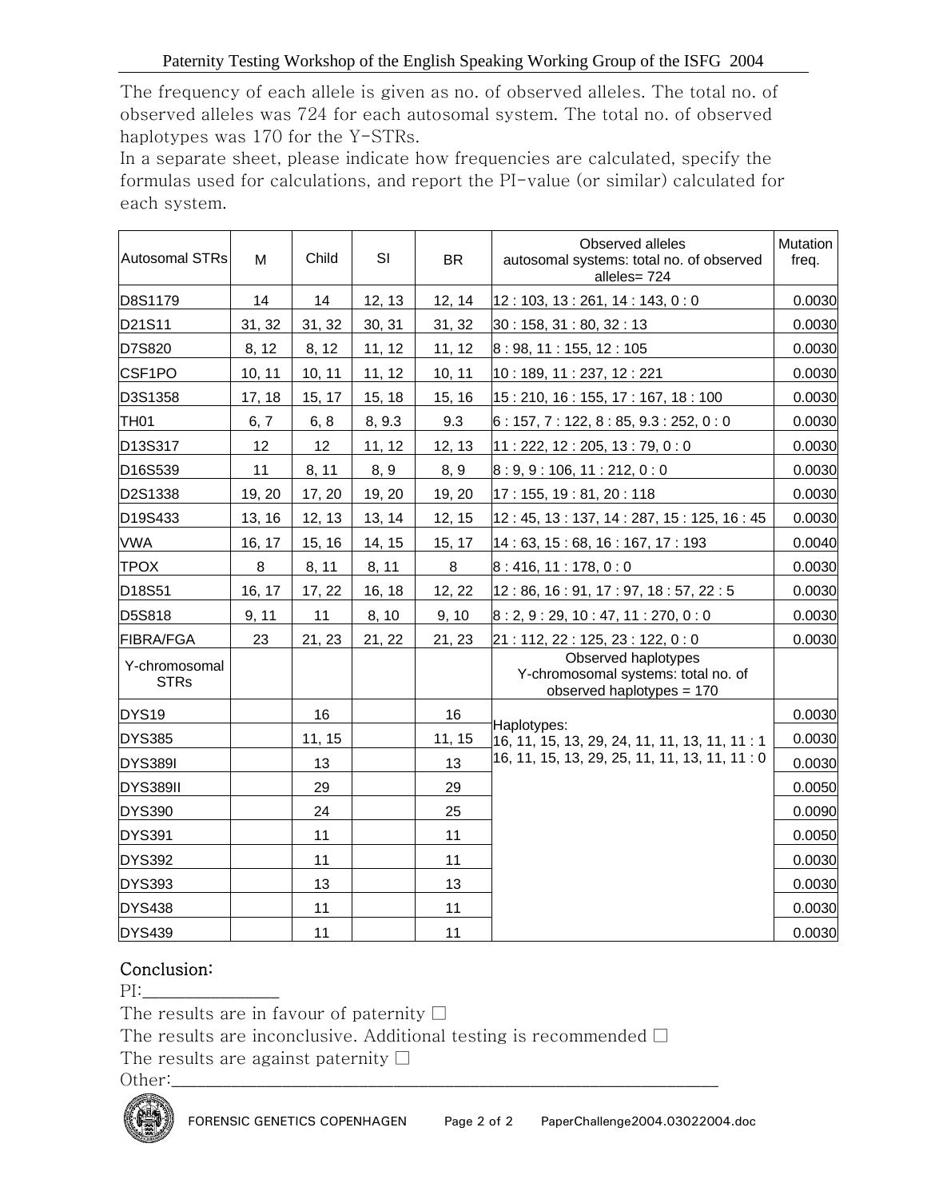The frequency of each allele is given as no. of observed alleles. The total no. of observed alleles was 724 for each autosomal system. The total no. of observed haplotypes was 170 for the Y-STRs.
In a separate sheet, please indicate how frequencies are calculated, specify the formulas used for calculations, and report the PI-value (or similar) calculated for each system.

| Autosomal STRs | M | Child | SI | BR | Observed alleles autosomal systems: total no. of observed alleles= 724 | Mutation freq. |
|---|---|---|---|---|---|---|
| D8S1179 | 14 | 14 | 12, 13 | 12, 14 | 12 : 103, 13 : 261, 14 : 143, 0 : 0 | 0.0030 |
| D21S11 | 31, 32 | 31, 32 | 30, 31 | 31, 32 | 30 : 158, 31 : 80, 32 : 13 | 0.0030 |
| D7S820 | 8, 12 | 8, 12 | 11, 12 | 11, 12 | 8 : 98, 11 : 155, 12 : 105 | 0.0030 |
| CSF1PO | 10, 11 | 10, 11 | 11, 12 | 10, 11 | 10 : 189, 11 : 237, 12 : 221 | 0.0030 |
| D3S1358 | 17, 18 | 15, 17 | 15, 18 | 15, 16 | 15 : 210, 16 : 155, 17 : 167, 18 : 100 | 0.0030 |
| TH01 | 6, 7 | 6, 8 | 8, 9.3 | 9.3 | 6 : 157, 7 : 122, 8 : 85, 9.3 : 252, 0 : 0 | 0.0030 |
| D13S317 | 12 | 12 | 11, 12 | 12, 13 | 11 : 222, 12 : 205, 13 : 79, 0 : 0 | 0.0030 |
| D16S539 | 11 | 8, 11 | 8, 9 | 8, 9 | 8 : 9, 9 : 106, 11 : 212, 0 : 0 | 0.0030 |
| D2S1338 | 19, 20 | 17, 20 | 19, 20 | 19, 20 | 17 : 155, 19 : 81, 20 : 118 | 0.0030 |
| D19S433 | 13, 16 | 12, 13 | 13, 14 | 12, 15 | 12 : 45, 13 : 137, 14 : 287, 15 : 125, 16 : 45 | 0.0030 |
| VWA | 16, 17 | 15, 16 | 14, 15 | 15, 17 | 14 : 63, 15 : 68, 16 : 167, 17 : 193 | 0.0040 |
| TPOX | 8 | 8, 11 | 8, 11 | 8 | 8 : 416, 11 : 178, 0 : 0 | 0.0030 |
| D18S51 | 16, 17 | 17, 22 | 16, 18 | 12, 22 | 12 : 86, 16 : 91, 17 : 97, 18 : 57, 22 : 5 | 0.0030 |
| D5S818 | 9, 11 | 11 | 8, 10 | 9, 10 | 8 : 2, 9 : 29, 10 : 47, 11 : 270, 0 : 0 | 0.0030 |
| FIBRA/FGA | 23 | 21, 23 | 21, 22 | 21, 23 | 21 : 112, 22 : 125, 23 : 122, 0 : 0 | 0.0030 |
| Y-chromosomal STRs | | | | | Observed haplotypes Y-chromosomal systems: total no. of observed haplotypes = 170 | |
| DYS19 | | 16 | | 16 | Haplotypes: 16, 11, 15, 13, 29, 24, 11, 11, 13, 11, 11 : 1 16, 11, 15, 13, 29, 25, 11, 11, 13, 11, 11 : 0 | 0.0030 |
| DYS385 | | 11, 15 | | 11, 15 | | 0.0030 |
| DYS389I | | 13 | | 13 | | 0.0030 |
| DYS389II | | 29 | | 29 | | 0.0050 |
| DYS390 | | 24 | | 25 | | 0.0090 |
| DYS391 | | 11 | | 11 | | 0.0050 |
| DYS392 | | 11 | | 11 | | 0.0030 |
| DYS393 | | 13 | | 13 | | 0.0030 |
| DYS438 | | 11 | | 11 | | 0.0030 |
| DYS439 | | 11 | | 11 | | 0.0030 |

## Conclusion:

PI:_______________

The results are in favour of paternity ☐

The results are inconclusive. Additional testing is recommended ☐

The results are against paternity ☐

Other:______________________________________________________________